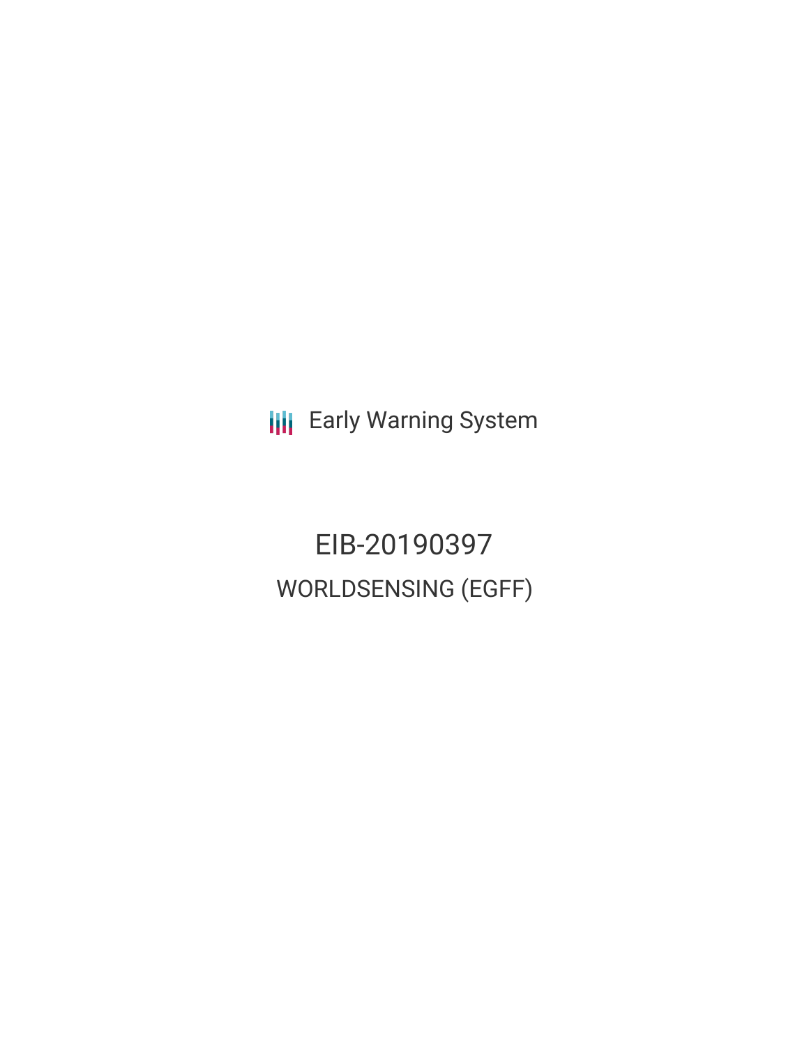Early Warning System

# EIB-20190397

## WORLDSENSING (EGFF)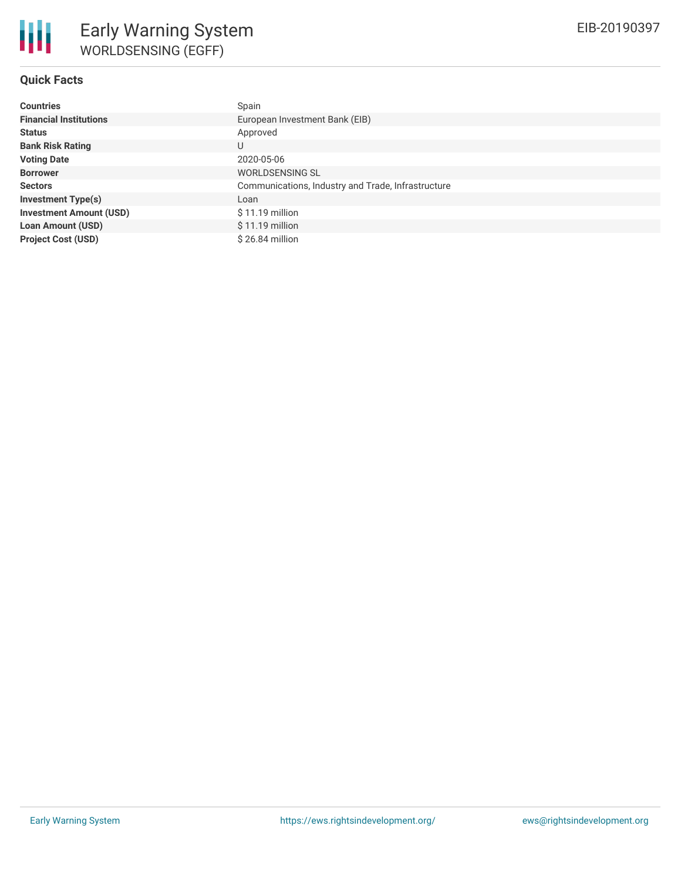# Early Warning System

## WORLDSENSING (EGFF)

EIB-20190397

### Quick Facts

| | |
|---|---|
| **Countries** | Spain |
| **Financial Institutions** | European Investment Bank (EIB) |
| **Status** | Approved |
| **Bank Risk Rating** | U |
| **Voting Date** | 2020-05-06 |
| **Borrower** | WORLDSENSING SL |
| **Sectors** | Communications, Industry and Trade, Infrastructure |
| **Investment Type(s)** | Loan |
| **Investment Amount (USD)** | $ 11.19 million |
| **Loan Amount (USD)** | $ 11.19 million |
| **Project Cost (USD)** | $ 26.84 million |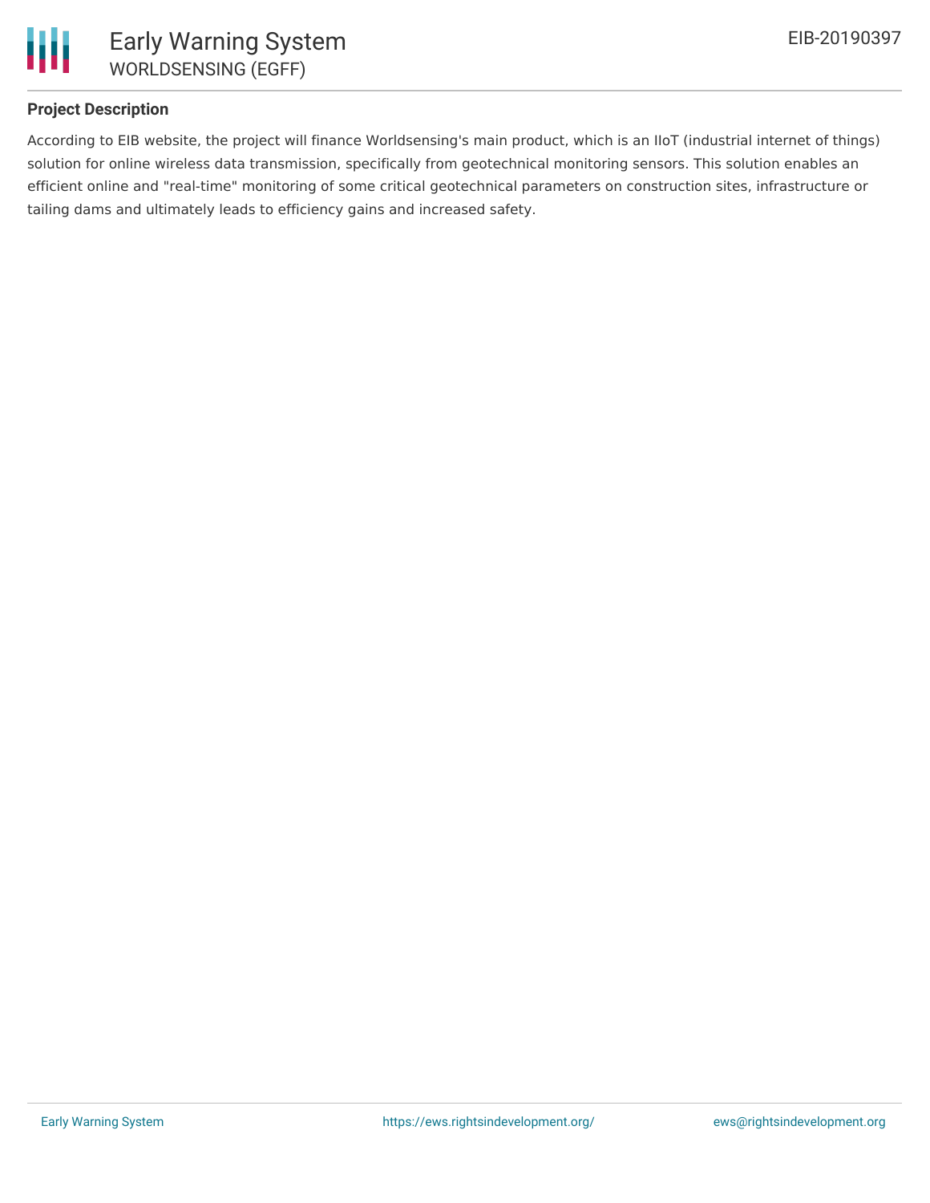## Project Description

According to EIB website, the project will finance Worldsensing's main product, which is an IIoT (industrial internet of things) solution for online wireless data transmission, specifically from geotechnical monitoring sensors. This solution enables an efficient online and "real-time" monitoring of some critical geotechnical parameters on construction sites, infrastructure or tailing dams and ultimately leads to efficiency gains and increased safety.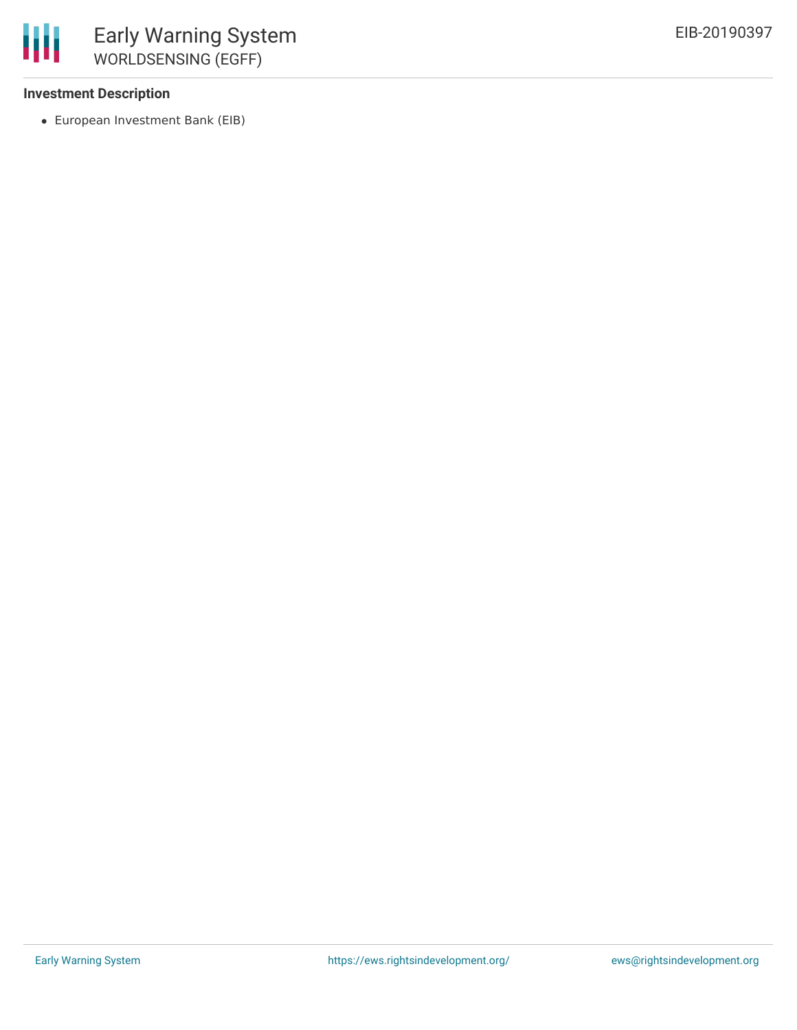### Investment Description

- European Investment Bank (EIB)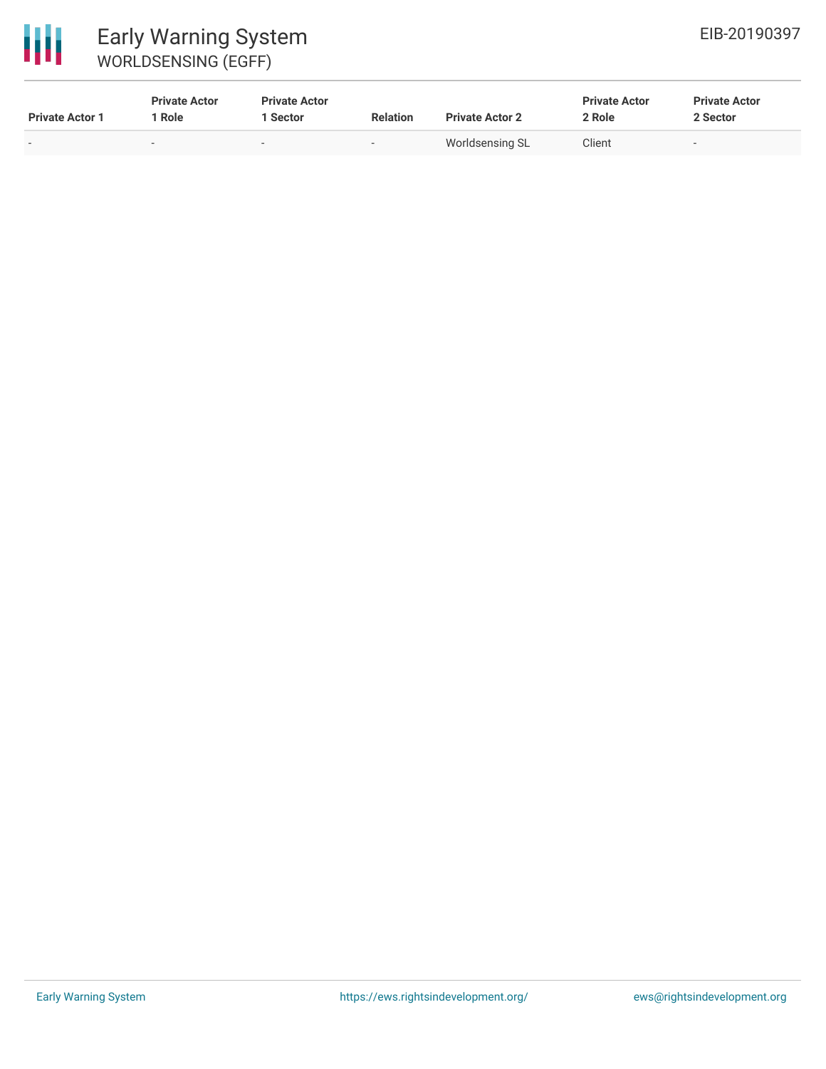| Private Actor 1 | Private Actor 1 Role | Private Actor 1 Sector | Relation | Private Actor 2 | Private Actor 2 Role | Private Actor 2 Sector |
| --- | --- | --- | --- | --- | --- | --- |
| - | - | - | - | Worldsensing SL | Client | - |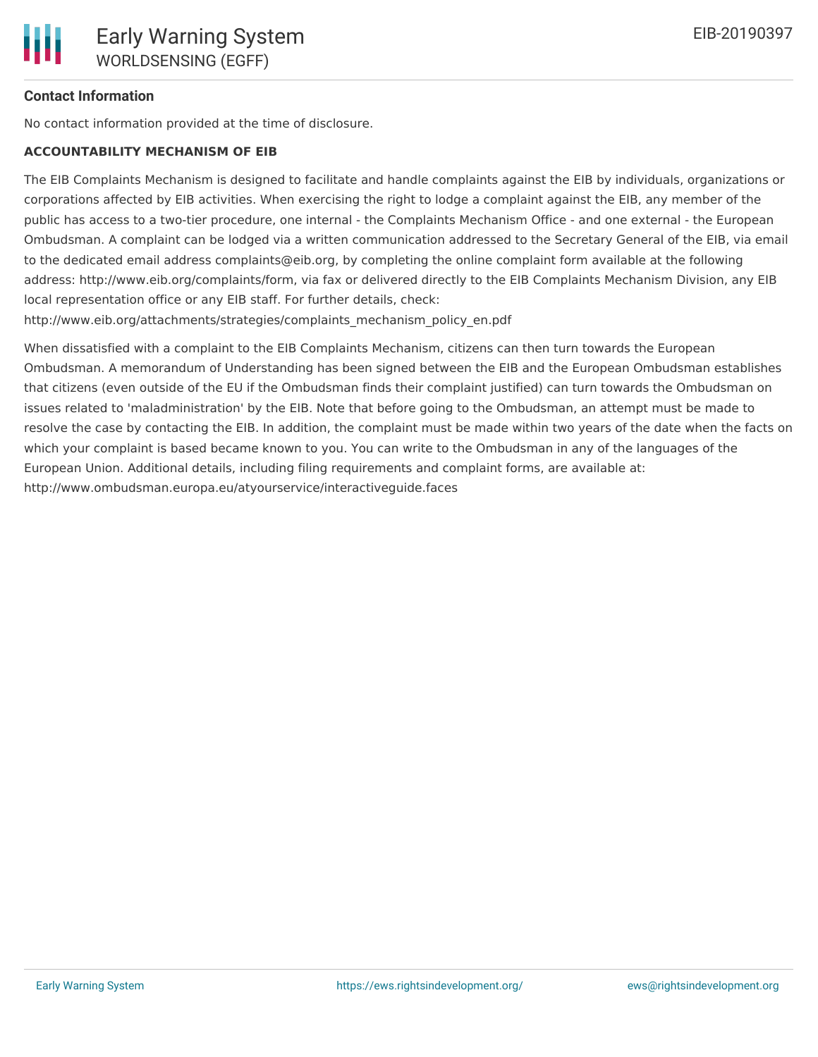### Contact Information

No contact information provided at the time of disclosure.

**ACCOUNTABILITY MECHANISM OF EIB**

The EIB Complaints Mechanism is designed to facilitate and handle complaints against the EIB by individuals, organizations or corporations affected by EIB activities. When exercising the right to lodge a complaint against the EIB, any member of the public has access to a two-tier procedure, one internal - the Complaints Mechanism Office - and one external - the European Ombudsman. A complaint can be lodged via a written communication addressed to the Secretary General of the EIB, via email to the dedicated email address complaints@eib.org, by completing the online complaint form available at the following address: http://www.eib.org/complaints/form, via fax or delivered directly to the EIB Complaints Mechanism Division, any EIB local representation office or any EIB staff. For further details, check: http://www.eib.org/attachments/strategies/complaints_mechanism_policy_en.pdf

When dissatisfied with a complaint to the EIB Complaints Mechanism, citizens can then turn towards the European Ombudsman. A memorandum of Understanding has been signed between the EIB and the European Ombudsman establishes that citizens (even outside of the EU if the Ombudsman finds their complaint justified) can turn towards the Ombudsman on issues related to 'maladministration' by the EIB. Note that before going to the Ombudsman, an attempt must be made to resolve the case by contacting the EIB. In addition, the complaint must be made within two years of the date when the facts on which your complaint is based became known to you. You can write to the Ombudsman in any of the languages of the European Union. Additional details, including filing requirements and complaint forms, are available at: http://www.ombudsman.europa.eu/atyourservice/interactiveguide.faces